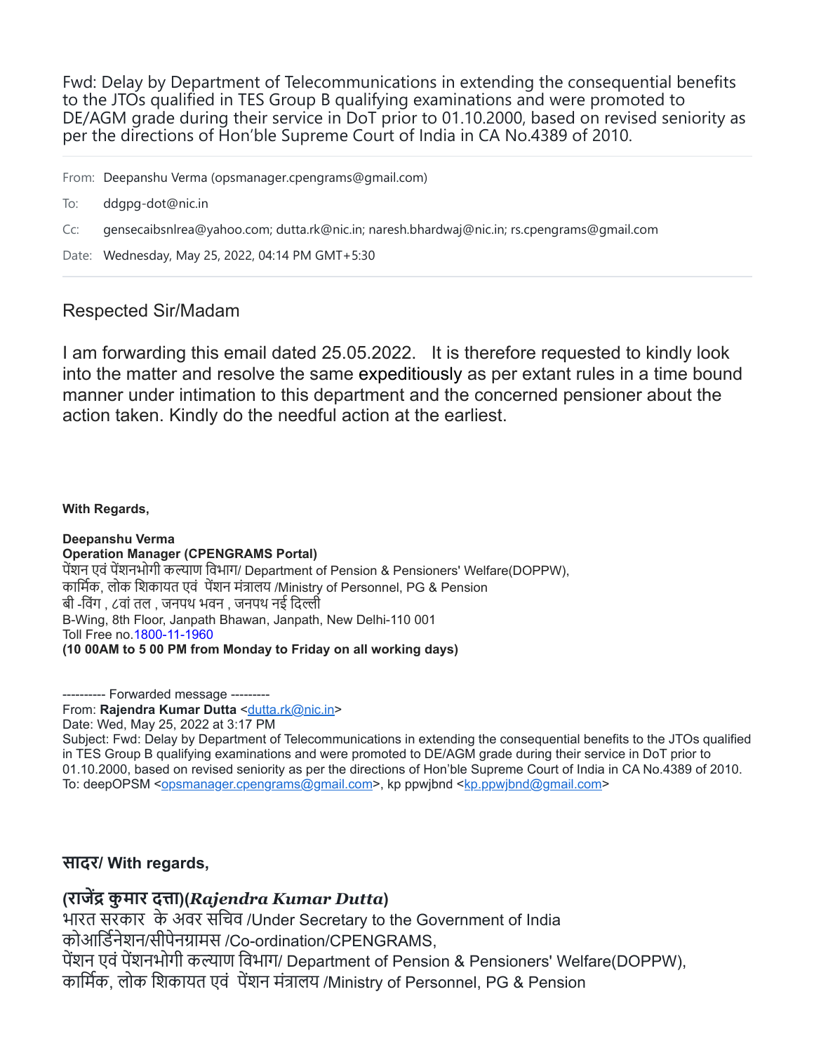Fwd: Delay by Department of Telecommunications in extending the consequential benefits to the JTOs qualified in TES Group B qualifying examinations and were promoted to DE/AGM grade during their service in DoT prior to 01.10.2000, based on revised seniority as per the directions of Hon'ble Supreme Court of India in CA No.4389 of 2010.

From: Deepanshu Verma (opsmanager.cpengrams@gmail.com)

To: ddgpg-dot@nic.in

Cc: gensecaibsnlrea@yahoo.com; dutta.rk@nic.in; naresh.bhardwaj@nic.in; rs.cpengrams@gmail.com

Date: Wednesday, May 25, 2022, 04:14 PM GMT+5:30

Respected Sir/Madam

I am forwarding this email dated 25.05.2022. It is therefore requested to kindly look into the matter and resolve the same expeditiously as per extant rules in a time bound manner under intimation to this department and the concerned pensioner about the action taken. Kindly do the needful action at the earliest.

**With Regards,**

**Deepanshu Verma**
**Operation Manager (CPENGRAMS Portal)**
पेंशन एवं पेंशनभोगी कल्याण विभाग/ Department of Pension & Pensioners' Welfare(DOPPW),
कार्मिक, लोक शिकायत एवं पेंशन मंत्रालय /Ministry of Personnel, PG & Pension
बी -विंग , ८वां तल , जनपथ भवन , जनपथ नई दिल्ली
B-Wing, 8th Floor, Janpath Bhawan, Janpath, New Delhi-110 001
Toll Free no.1800-11-1960
**(10 00AM to 5 00 PM from Monday to Friday on all working days)**

---------- Forwarded message ---------
From: **Rajendra Kumar Dutta** <dutta.rk@nic.in>
Date: Wed, May 25, 2022 at 3:17 PM
Subject: Fwd: Delay by Department of Telecommunications in extending the consequential benefits to the JTOs qualified in TES Group B qualifying examinations and were promoted to DE/AGM grade during their service in DoT prior to 01.10.2000, based on revised seniority as per the directions of Hon'ble Supreme Court of India in CA No.4389 of 2010.
To: deepOPSM <opsmanager.cpengrams@gmail.com>, kp ppwjbnd <kp.ppwjbnd@gmail.com>

**सादर/ With regards,**

**(राजेंद्र कुमार दत्ता)(*Rajendra Kumar Dutta*)**
भारत सरकार के अवर सचिव /Under Secretary to the Government of India
कोआर्डिनेशन/सीपेनग्रामस /Co-ordination/CPENGRAMS,
पेंशन एवं पेंशनभोगी कल्याण विभाग/ Department of Pension & Pensioners' Welfare(DOPPW),
कार्मिक, लोक शिकायत एवं पेंशन मंत्रालय /Ministry of Personnel, PG & Pension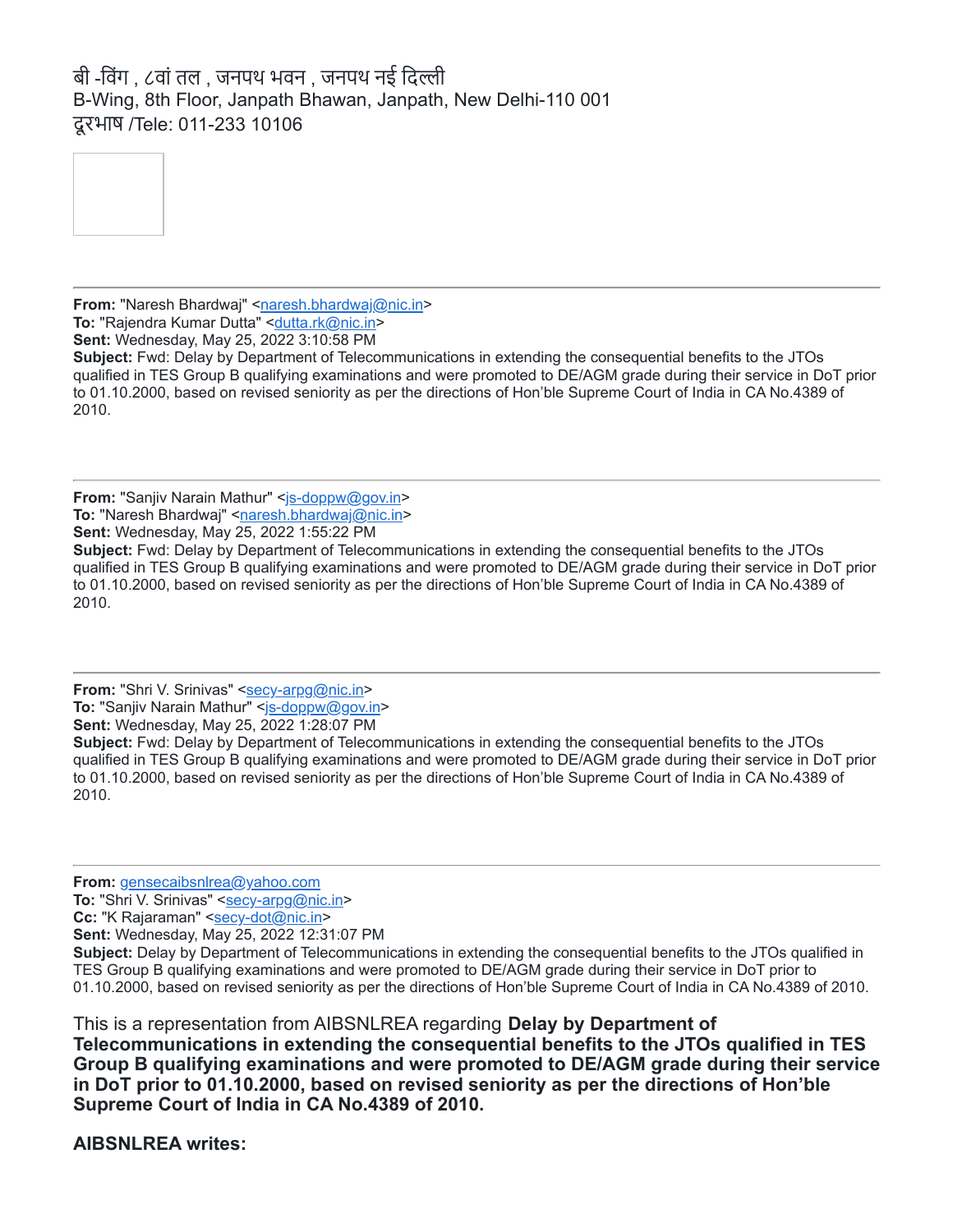बी -विंग , ८वां तल , जनपथ भवन , जनपथ नई दिल्ली
B-Wing, 8th Floor, Janpath Bhawan, Janpath, New Delhi-110 001
दूरभाष /Tele: 011-233 10106

---

**From:** "Naresh Bhardwaj" <naresh.bhardwaj@nic.in>
**To:** "Rajendra Kumar Dutta" <dutta.rk@nic.in>
**Sent:** Wednesday, May 25, 2022 3:10:58 PM
**Subject:** Fwd: Delay by Department of Telecommunications in extending the consequential benefits to the JTOs qualified in TES Group B qualifying examinations and were promoted to DE/AGM grade during their service in DoT prior to 01.10.2000, based on revised seniority as per the directions of Hon'ble Supreme Court of India in CA No.4389 of 2010.

---

**From:** "Sanjiv Narain Mathur" <js-doppw@gov.in>
**To:** "Naresh Bhardwaj" <naresh.bhardwaj@nic.in>
**Sent:** Wednesday, May 25, 2022 1:55:22 PM
**Subject:** Fwd: Delay by Department of Telecommunications in extending the consequential benefits to the JTOs qualified in TES Group B qualifying examinations and were promoted to DE/AGM grade during their service in DoT prior to 01.10.2000, based on revised seniority as per the directions of Hon'ble Supreme Court of India in CA No.4389 of 2010.

---

**From:** "Shri V. Srinivas" <secy-arpg@nic.in>
**To:** "Sanjiv Narain Mathur" <js-doppw@gov.in>
**Sent:** Wednesday, May 25, 2022 1:28:07 PM
**Subject:** Fwd: Delay by Department of Telecommunications in extending the consequential benefits to the JTOs qualified in TES Group B qualifying examinations and were promoted to DE/AGM grade during their service in DoT prior to 01.10.2000, based on revised seniority as per the directions of Hon'ble Supreme Court of India in CA No.4389 of 2010.

---

**From:** gensecaibsnlrea@yahoo.com
**To:** "Shri V. Srinivas" <secy-arpg@nic.in>
**Cc:** "K Rajaraman" <secy-dot@nic.in>
**Sent:** Wednesday, May 25, 2022 12:31:07 PM
**Subject:** Delay by Department of Telecommunications in extending the consequential benefits to the JTOs qualified in TES Group B qualifying examinations and were promoted to DE/AGM grade during their service in DoT prior to 01.10.2000, based on revised seniority as per the directions of Hon'ble Supreme Court of India in CA No.4389 of 2010.

This is a representation from AIBSNLREA regarding **Delay by Department of Telecommunications in extending the consequential benefits to the JTOs qualified in TES Group B qualifying examinations and were promoted to DE/AGM grade during their service in DoT prior to 01.10.2000, based on revised seniority as per the directions of Hon'ble Supreme Court of India in CA No.4389 of 2010.**

**AIBSNLREA writes:**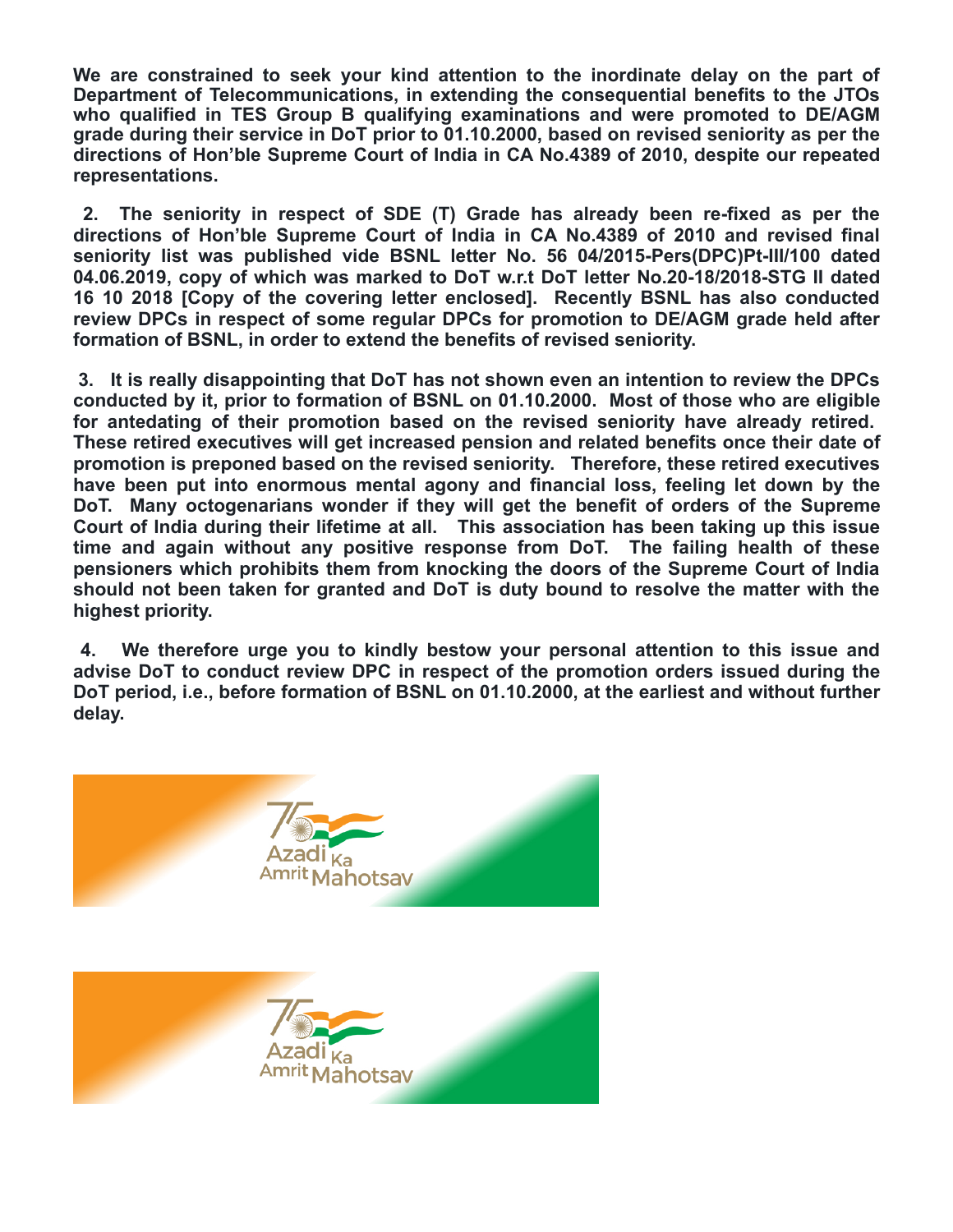**We are constrained to seek your kind attention to the inordinate delay on the part of Department of Telecommunications, in extending the consequential benefits to the JTOs who qualified in TES Group B qualifying examinations and were promoted to DE/AGM grade during their service in DoT prior to 01.10.2000, based on revised seniority as per the directions of Hon'ble Supreme Court of India in CA No.4389 of 2010, despite our repeated representations.**

**2. The seniority in respect of SDE (T) Grade has already been re-fixed as per the directions of Hon'ble Supreme Court of India in CA No.4389 of 2010 and revised final seniority list was published vide BSNL letter No. 56 04/2015-Pers(DPC)Pt-III/100 dated 04.06.2019, copy of which was marked to DoT w.r.t DoT letter No.20-18/2018-STG II dated 16 10 2018 [Copy of the covering letter enclosed]. Recently BSNL has also conducted review DPCs in respect of some regular DPCs for promotion to DE/AGM grade held after formation of BSNL, in order to extend the benefits of revised seniority.**

**3. It is really disappointing that DoT has not shown even an intention to review the DPCs conducted by it, prior to formation of BSNL on 01.10.2000. Most of those who are eligible for antedating of their promotion based on the revised seniority have already retired. These retired executives will get increased pension and related benefits once their date of promotion is preponed based on the revised seniority. Therefore, these retired executives have been put into enormous mental agony and financial loss, feeling let down by the DoT. Many octogenarians wonder if they will get the benefit of orders of the Supreme Court of India during their lifetime at all. This association has been taking up this issue time and again without any positive response from DoT. The failing health of these pensioners which prohibits them from knocking the doors of the Supreme Court of India should not been taken for granted and DoT is duty bound to resolve the matter with the highest priority.**

**4. We therefore urge you to kindly bestow your personal attention to this issue and advise DoT to conduct review DPC in respect of the promotion orders issued during the DoT period, i.e., before formation of BSNL on 01.10.2000, at the earliest and without further delay.**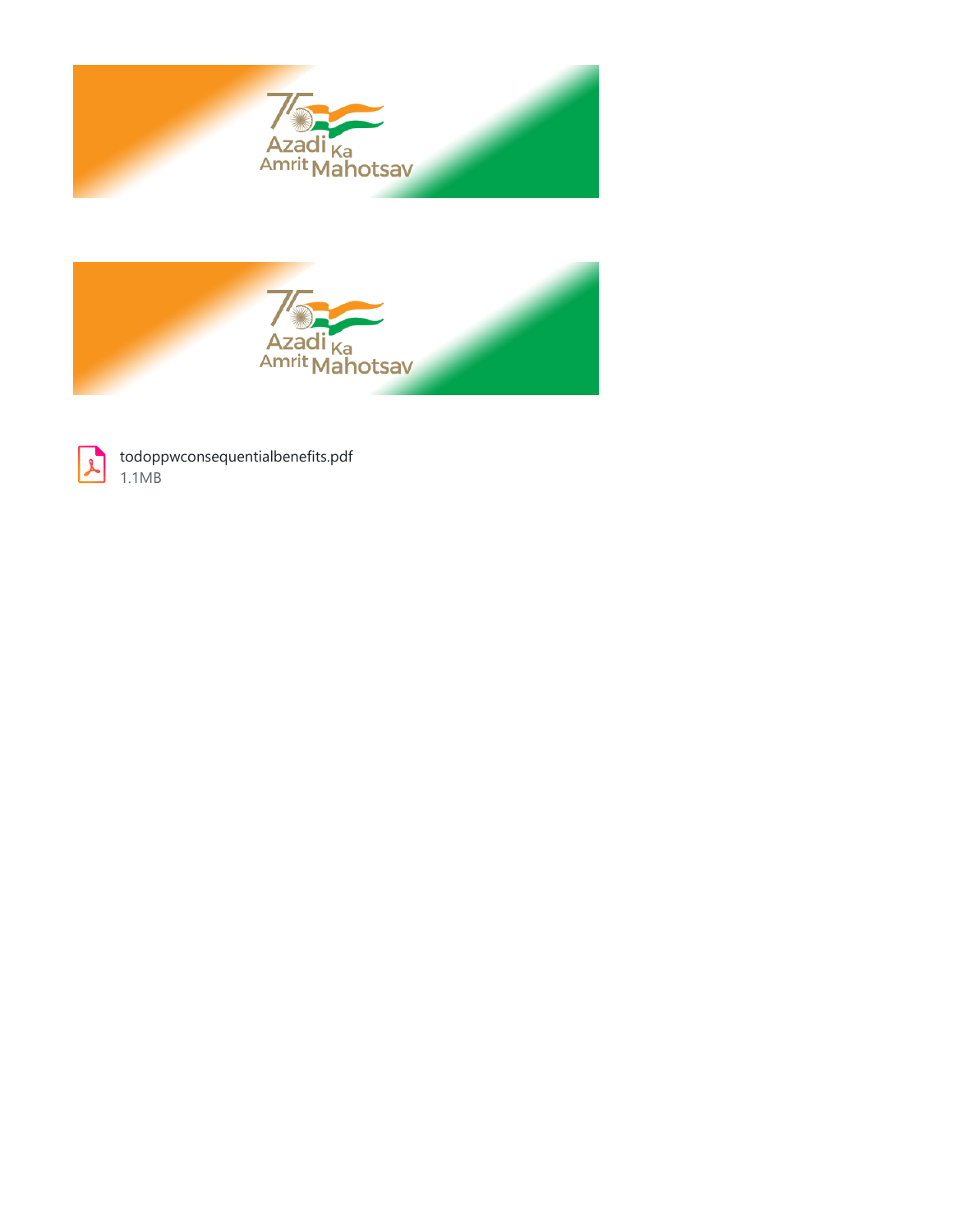Azadi Ka Amrit Mahotsav

Azadi Ka Amrit Mahotsav

todoppwconsequentialbenefits.pdf
1.1MB